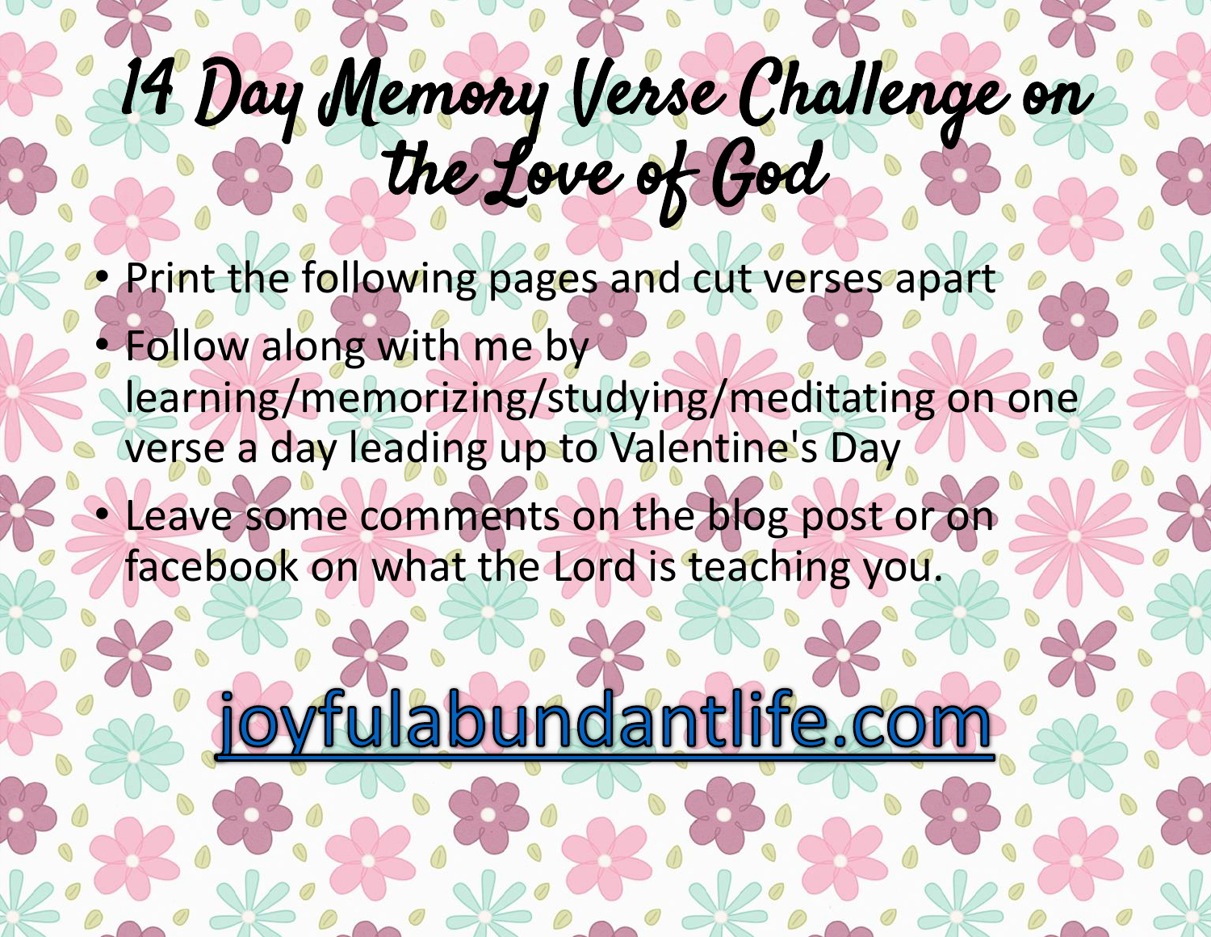# 14 Day Memory Verse Challenge on the Love of God

- Print the following pages and cut verses apart
- Follow along with me by learning/memorizing/studying/meditating on one verse a day leading up to Valentine's Day
- Leave some comments on the blog post or on facebook on what the Lord is teaching you.

joyfulabundantlife.com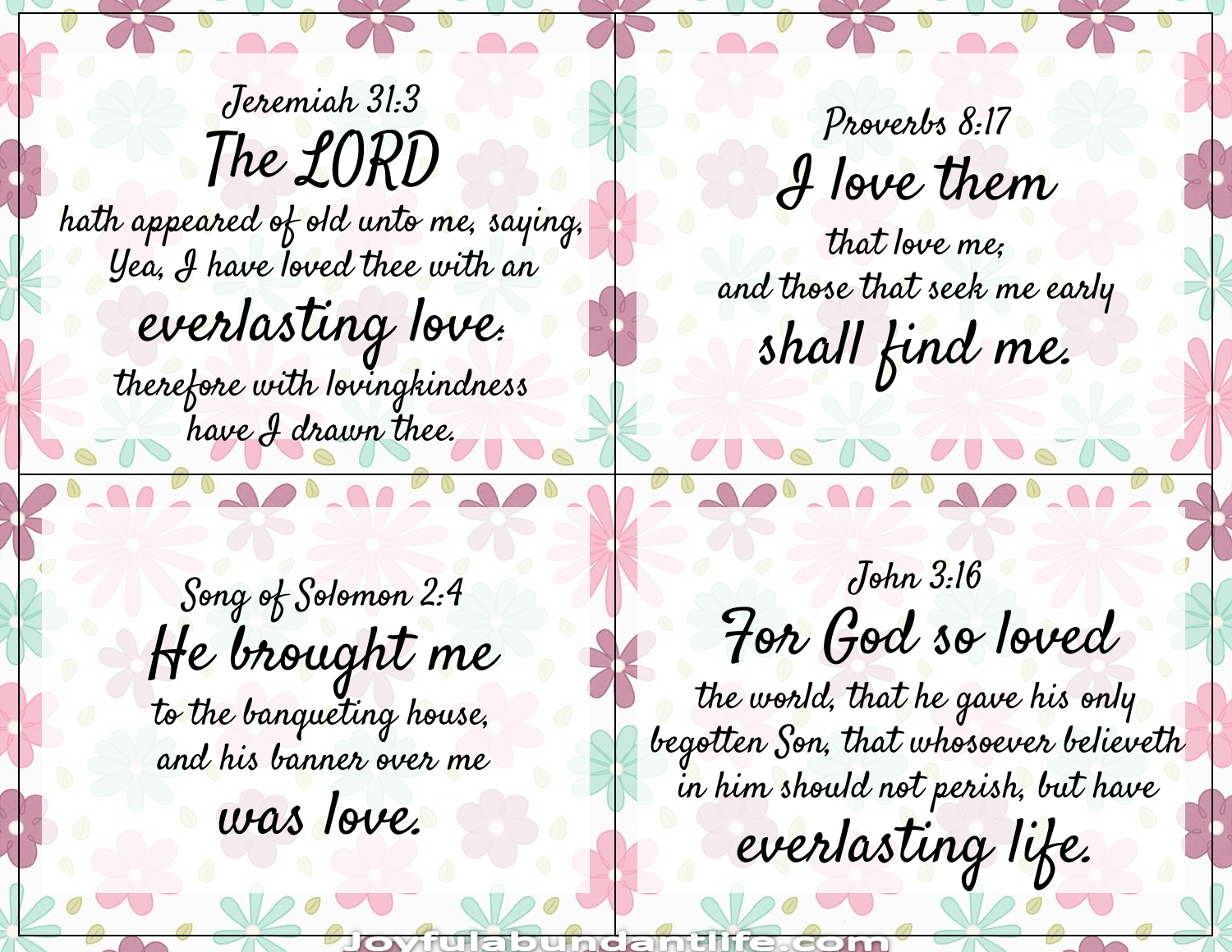Jeremiah 31:3

The LORD hath appeared of old unto me, saying, Yea, I have loved thee with an everlasting love: therefore with lovingkindness have I drawn thee.

Proverbs 8:17

I love them that love me; and those that seek me early shall find me.

Song of Solomon 2:4

He brought me to the banqueting house, and his banner over me was love.

John 3:16

For God so loved the world, that he gave his only begotten Son, that whosoever believeth in him should not perish, but have everlasting life.

Joyfulabundantlife.com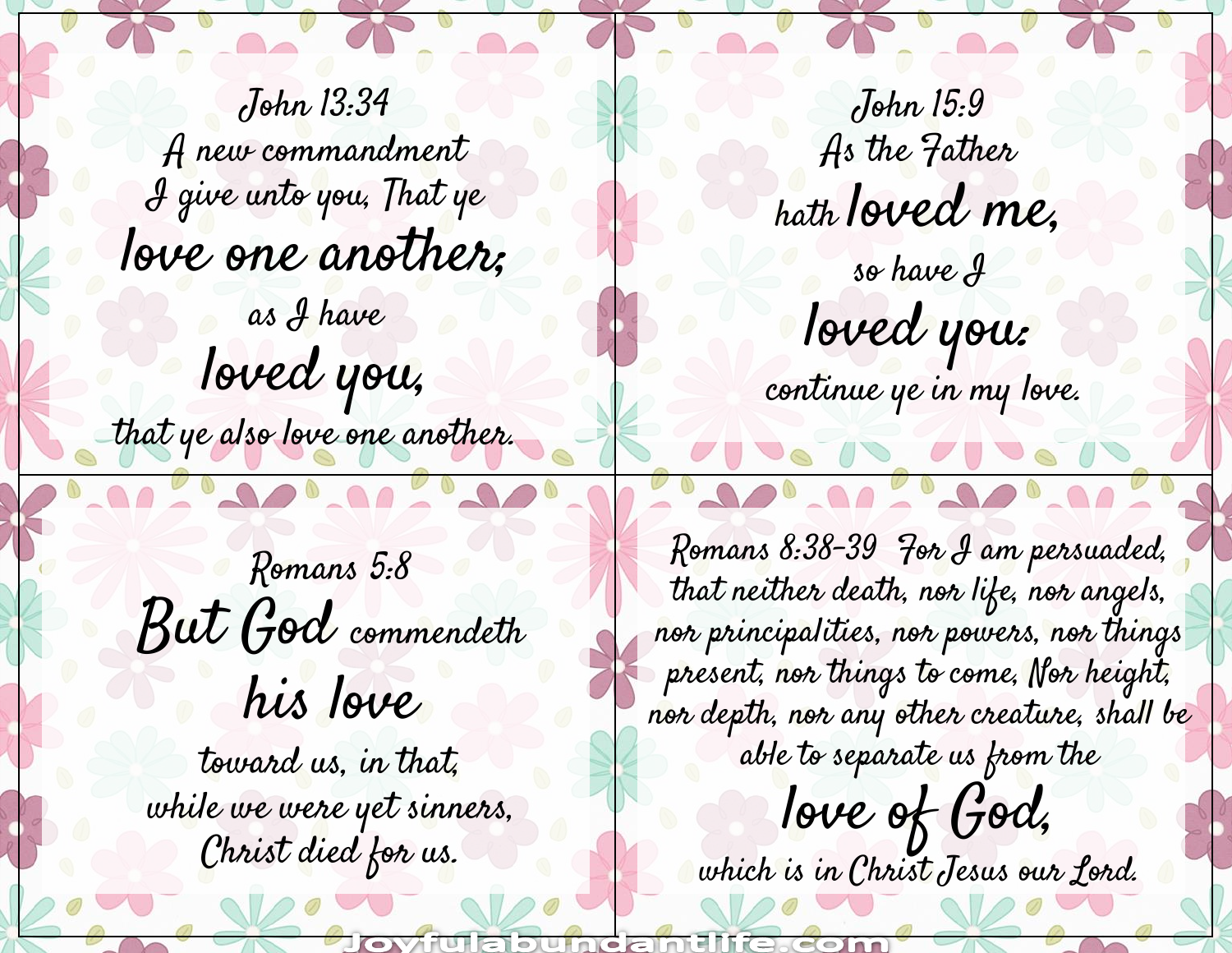John 13:34
A new commandment
I give unto you, That ye
**love one another;**
as I have
**loved you,**
that ye also love one another.

---

John 15:9
As the Father
hath **loved me,**
so have I
**loved you:**
continue ye in my love.

---

Romans 5:8
**But God** commendeth
**his love**
toward us, in that,
while we were yet sinners,
Christ died for us.

---

Romans 8:38-39 For I am persuaded, that neither death, nor life, nor angels, nor principalities, nor powers, nor things present, nor things to come, Nor height, nor depth, nor any other creature, shall be able to separate us from the
**love of God,**
which is in Christ Jesus our Lord.

Joyfulabundantlife.com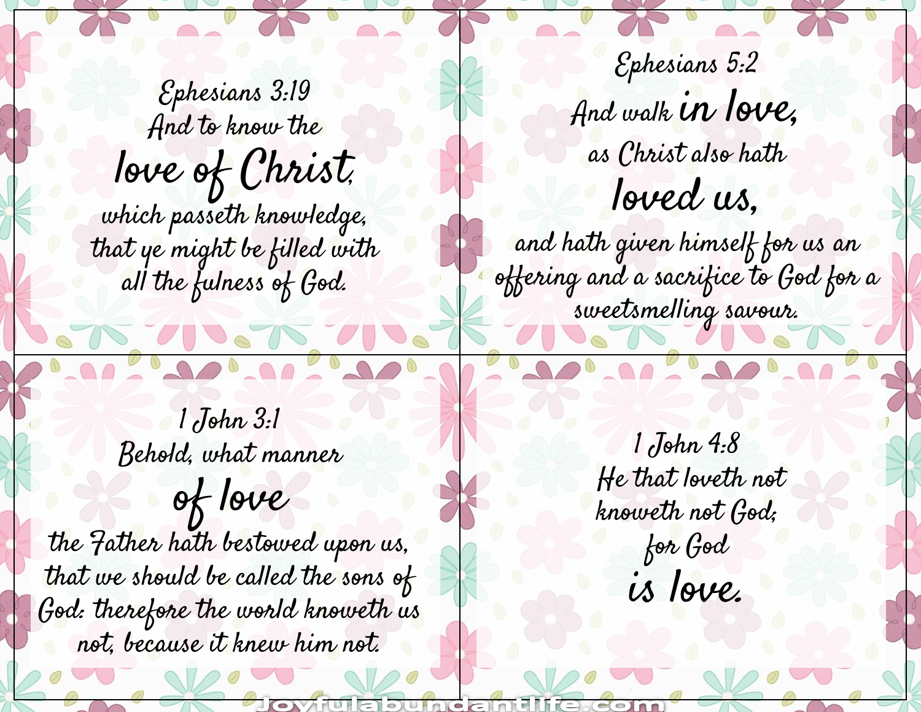Ephesians 3:19
And to know the
**love of Christ,**
which passeth knowledge,
that ye might be filled with
all the fulness of God.

Ephesians 5:2
And walk **in love,**
as Christ also hath
**loved us,**
and hath given himself for us an
offering and a sacrifice to God for a
sweetsmelling savour.

1 John 3:1
Behold, what manner
**of love**
the Father hath bestowed upon us,
that we should be called the sons of
God: therefore the world knoweth us
not, because it knew him not.

1 John 4:8
He that loveth not
knoweth not God;
for God
**is love.**

Joyfulabundantlife.com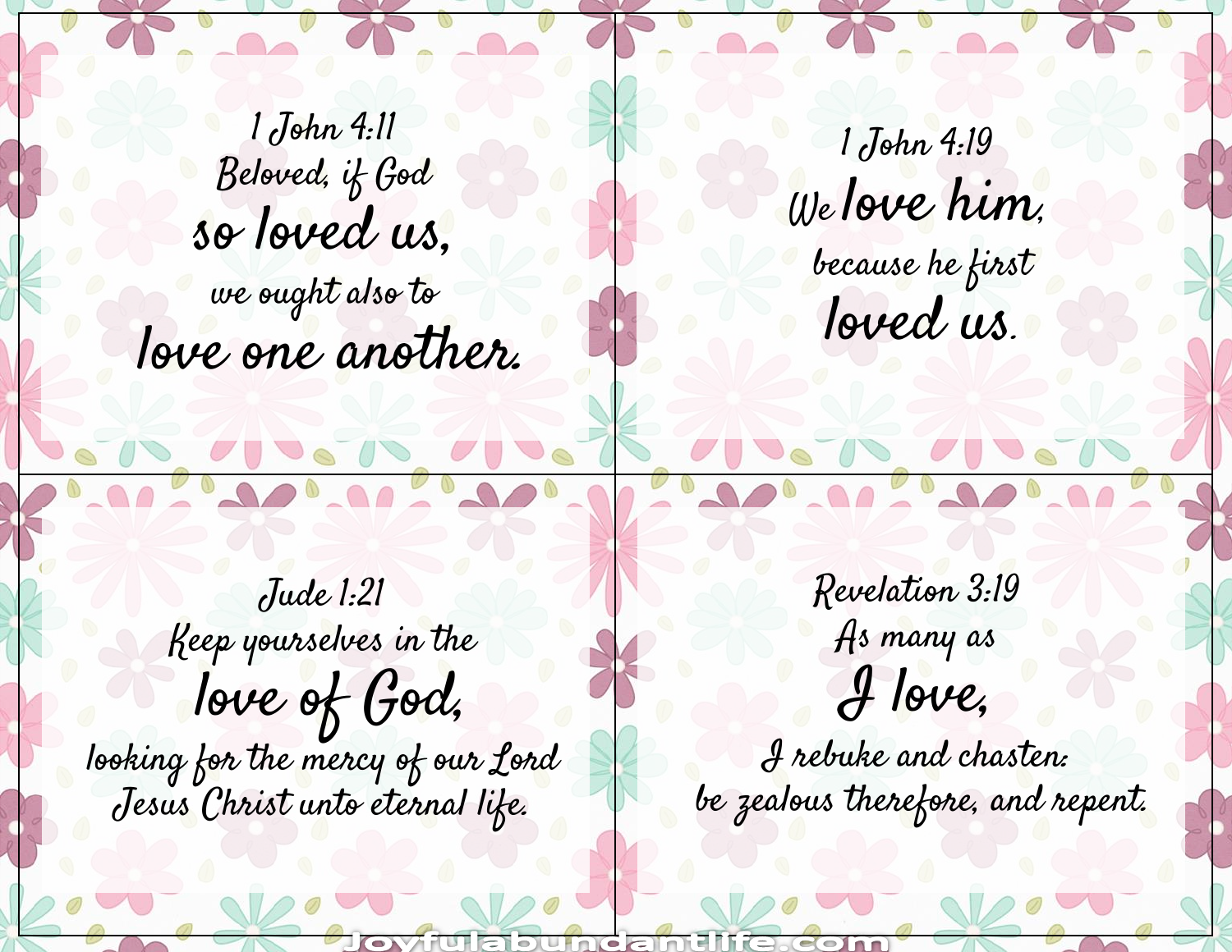1 John 4:11
Beloved, if God
so loved us,
we ought also to
love one another.

1 John 4:19
We love him,
because he first
loved us.

Jude 1:21
Keep yourselves in the
love of God,
looking for the mercy of our Lord
Jesus Christ unto eternal life.

Revelation 3:19
As many as
I love,
I rebuke and chasten:
be zealous therefore, and repent.

Joyfulabundantlife.com